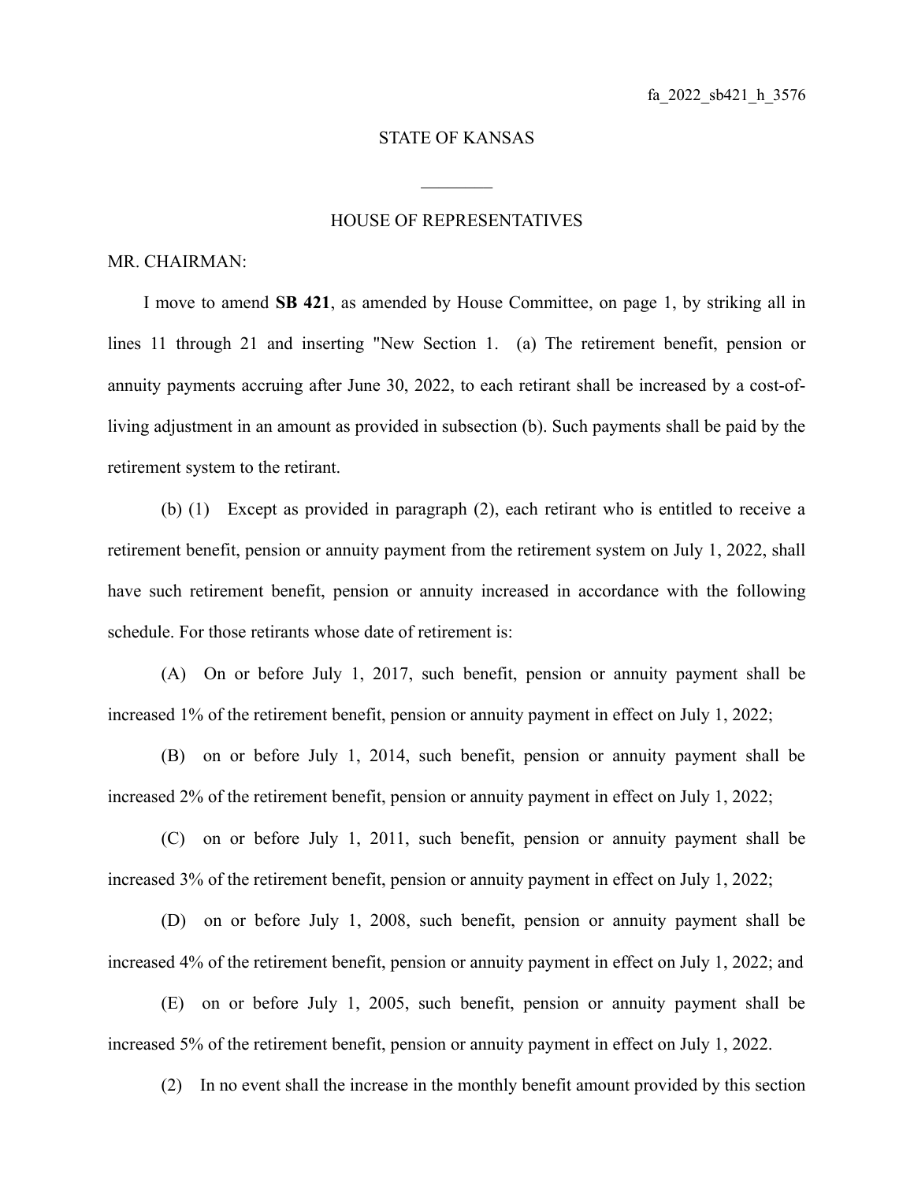fa_2022_sb421_h_3576

STATE OF KANSAS

HOUSE OF REPRESENTATIVES

MR. CHAIRMAN:

I move to amend **SB 421**, as amended by House Committee, on page 1, by striking all in lines 11 through 21 and inserting "New Section 1. (a) The retirement benefit, pension or annuity payments accruing after June 30, 2022, to each retirant shall be increased by a cost-of-living adjustment in an amount as provided in subsection (b). Such payments shall be paid by the retirement system to the retirant.

(b) (1) Except as provided in paragraph (2), each retirant who is entitled to receive a retirement benefit, pension or annuity payment from the retirement system on July 1, 2022, shall have such retirement benefit, pension or annuity increased in accordance with the following schedule. For those retirants whose date of retirement is:

(A) On or before July 1, 2017, such benefit, pension or annuity payment shall be increased 1% of the retirement benefit, pension or annuity payment in effect on July 1, 2022;

(B) on or before July 1, 2014, such benefit, pension or annuity payment shall be increased 2% of the retirement benefit, pension or annuity payment in effect on July 1, 2022;

(C) on or before July 1, 2011, such benefit, pension or annuity payment shall be increased 3% of the retirement benefit, pension or annuity payment in effect on July 1, 2022;

(D) on or before July 1, 2008, such benefit, pension or annuity payment shall be increased 4% of the retirement benefit, pension or annuity payment in effect on July 1, 2022; and

(E) on or before July 1, 2005, such benefit, pension or annuity payment shall be increased 5% of the retirement benefit, pension or annuity payment in effect on July 1, 2022.

(2) In no event shall the increase in the monthly benefit amount provided by this section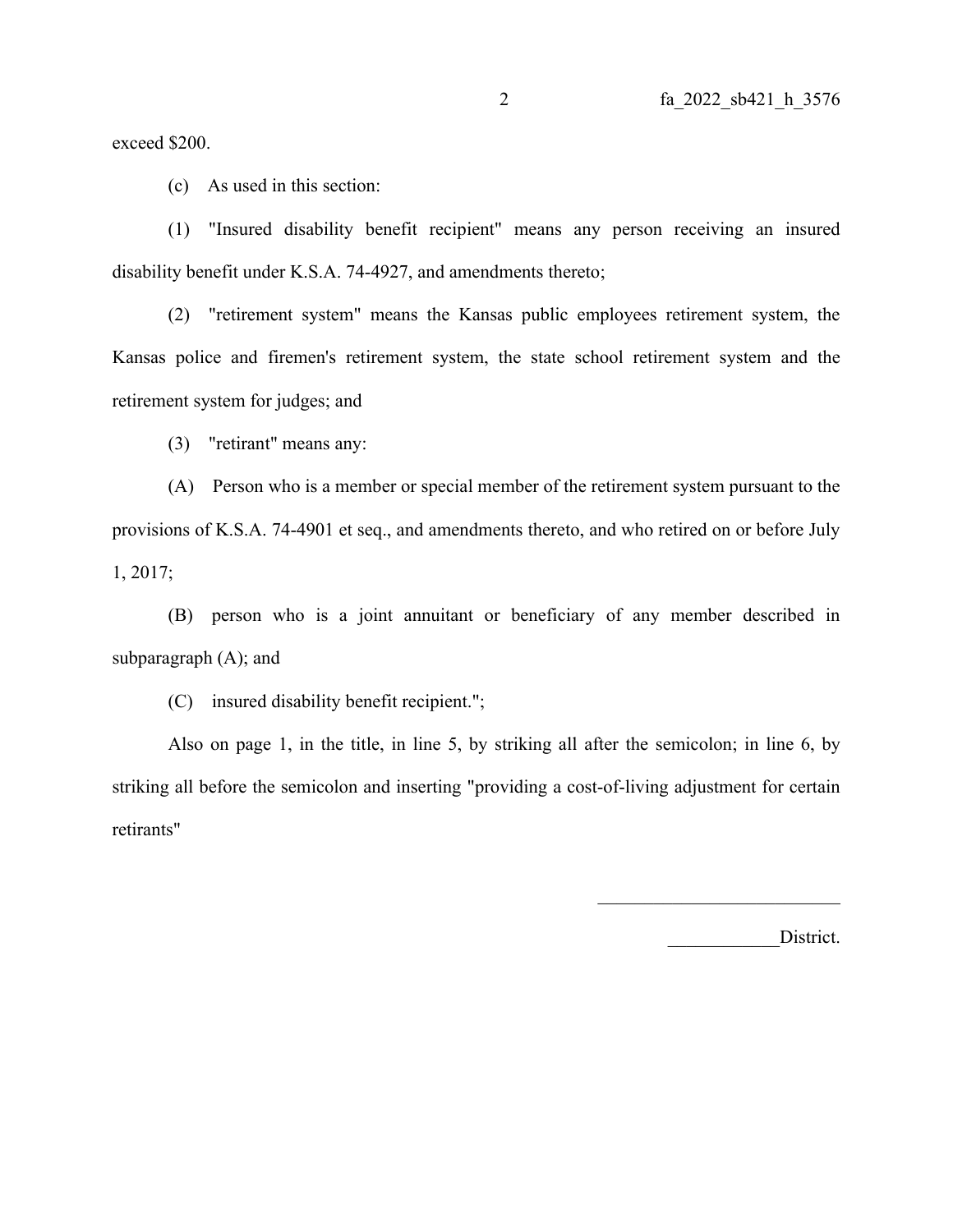exceed $200.

(c) As used in this section:

(1) "Insured disability benefit recipient" means any person receiving an insured disability benefit under K.S.A. 74-4927, and amendments thereto;

(2) "retirement system" means the Kansas public employees retirement system, the Kansas police and firemen's retirement system, the state school retirement system and the retirement system for judges; and

(3) "retirant" means any:

(A) Person who is a member or special member of the retirement system pursuant to the provisions of K.S.A. 74-4901 et seq., and amendments thereto, and who retired on or before July 1, 2017;

(B) person who is a joint annuitant or beneficiary of any member described in subparagraph (A); and

(C) insured disability benefit recipient.";

Also on page 1, in the title, in line 5, by striking all after the semicolon; in line 6, by striking all before the semicolon and inserting "providing a cost-of-living adjustment for certain retirants"

___________________________

____________District.